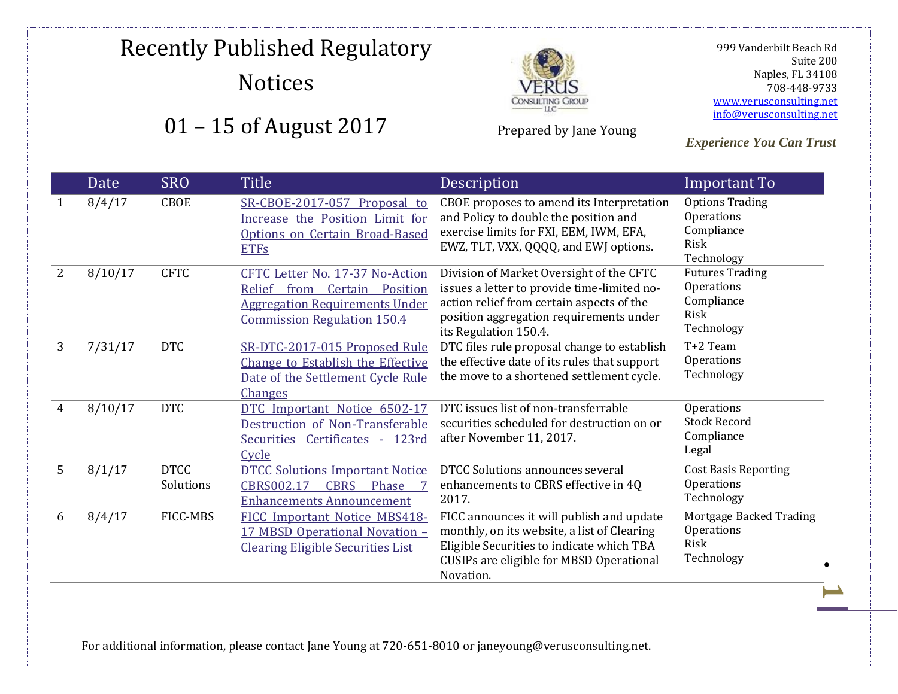# Recently Published Regulatory Notices

## 01 – 15 of August 2017

Prepared by Jane Young

999 Vanderbilt Beach Rd
Suite 200
Naples, FL 34108
708-448-9733
www.verusconsulting.net
info@verusconsulting.net

***Experience You Can Trust***

| | Date | SRO | Title | Description | Important To |
|---|---|---|---|---|---|
| 1 | 8/4/17 | CBOE | SR-CBOE-2017-057 Proposal to Increase the Position Limit for Options on Certain Broad-Based ETFs | CBOE proposes to amend its Interpretation and Policy to double the position and exercise limits for FXI, EEM, IWM, EFA, EWZ, TLT, VXX, QQQQ, and EWJ options. | Options Trading<br>Operations<br>Compliance<br>Risk<br>Technology |
| 2 | 8/10/17 | CFTC | CFTC Letter No. 17-37 No-Action Relief from Certain Position Aggregation Requirements Under Commission Regulation 150.4 | Division of Market Oversight of the CFTC issues a letter to provide time-limited no-action relief from certain aspects of the position aggregation requirements under its Regulation 150.4. | Futures Trading<br>Operations<br>Compliance<br>Risk<br>Technology |
| 3 | 7/31/17 | DTC | SR-DTC-2017-015 Proposed Rule Change to Establish the Effective Date of the Settlement Cycle Rule Changes | DTC files rule proposal change to establish the effective date of its rules that support the move to a shortened settlement cycle. | T+2 Team<br>Operations<br>Technology |
| 4 | 8/10/17 | DTC | DTC Important Notice 6502-17 Destruction of Non-Transferable Securities Certificates - 123rd Cycle | DTC issues list of non-transferrable securities scheduled for destruction on or after November 11, 2017. | Operations<br>Stock Record<br>Compliance<br>Legal |
| 5 | 8/1/17 | DTCC Solutions | DTCC Solutions Important Notice CBRS002.17 CBRS Phase 7 Enhancements Announcement | DTCC Solutions announces several enhancements to CBRS effective in 4Q 2017. | Cost Basis Reporting<br>Operations<br>Technology |
| 6 | 8/4/17 | FICC-MBS | FICC Important Notice MBS418-17 MBSD Operational Novation – Clearing Eligible Securities List | FICC announces it will publish and update monthly, on its website, a list of Clearing Eligible Securities to indicate which TBA CUSIPs are eligible for MBSD Operational Novation. | Mortgage Backed Trading<br>Operations<br>Risk<br>Technology |

For additional information, please contact Jane Young at 720-651-8010 or janeyoung@verusconsulting.net.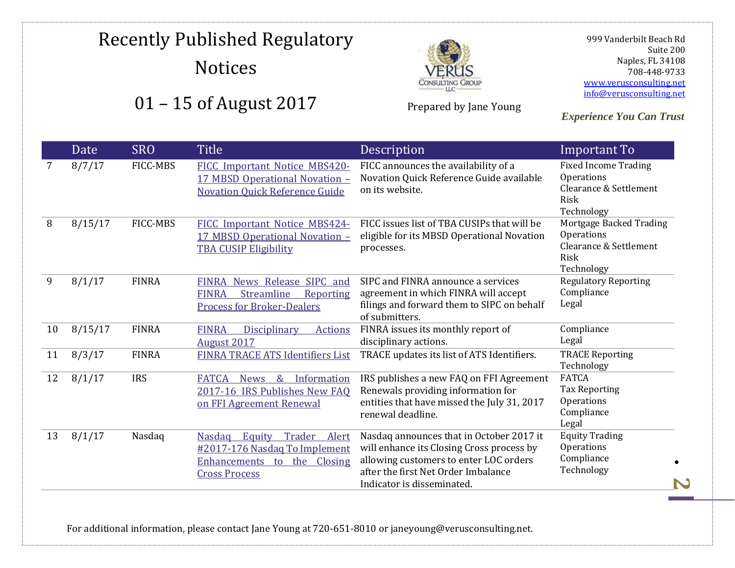# Recently Published Regulatory Notices

## 01 – 15 of August 2017

Prepared by Jane Young

999 Vanderbilt Beach Rd
Suite 200
Naples, FL 34108
708-448-9733
www.verusconsulting.net
info@verusconsulting.net

***Experience You Can Trust***

| | Date | SRO | Title | Description | Important To |
|---|---|---|---|---|---|
| 7 | 8/7/17 | FICC-MBS | FICC Important Notice MBS420-17 MBSD Operational Novation – Novation Quick Reference Guide | FICC announces the availability of a Novation Quick Reference Guide available on its website. | Fixed Income Trading<br>Operations<br>Clearance & Settlement<br>Risk<br>Technology |
| 8 | 8/15/17 | FICC-MBS | FICC Important Notice MBS424-17 MBSD Operational Novation – TBA CUSIP Eligibility | FICC issues list of TBA CUSIPs that will be eligible for its MBSD Operational Novation processes. | Mortgage Backed Trading<br>Operations<br>Clearance & Settlement<br>Risk<br>Technology |
| 9 | 8/1/17 | FINRA | FINRA News Release SIPC and FINRA Streamline Reporting Process for Broker-Dealers | SIPC and FINRA announce a services agreement in which FINRA will accept filings and forward them to SIPC on behalf of submitters. | Regulatory Reporting<br>Compliance<br>Legal |
| 10 | 8/15/17 | FINRA | FINRA Disciplinary Actions August 2017 | FINRA issues its monthly report of disciplinary actions. | Compliance<br>Legal |
| 11 | 8/3/17 | FINRA | FINRA TRACE ATS Identifiers List | TRACE updates its list of ATS Identifiers. | TRACE Reporting<br>Technology |
| 12 | 8/1/17 | IRS | FATCA News & Information 2017-16 IRS Publishes New FAQ on FFI Agreement Renewal | IRS publishes a new FAQ on FFI Agreement Renewals providing information for entities that have missed the July 31, 2017 renewal deadline. | FATCA<br>Tax Reporting<br>Operations<br>Compliance<br>Legal |
| 13 | 8/1/17 | Nasdaq | Nasdaq Equity Trader Alert #2017-176 Nasdaq To Implement Enhancements to the Closing Cross Process | Nasdaq announces that in October 2017 it will enhance its Closing Cross process by allowing customers to enter LOC orders after the first Net Order Imbalance Indicator is disseminated. | Equity Trading<br>Operations<br>Compliance<br>Technology |

For additional information, please contact Jane Young at 720-651-8010 or janeyoung@verusconsulting.net.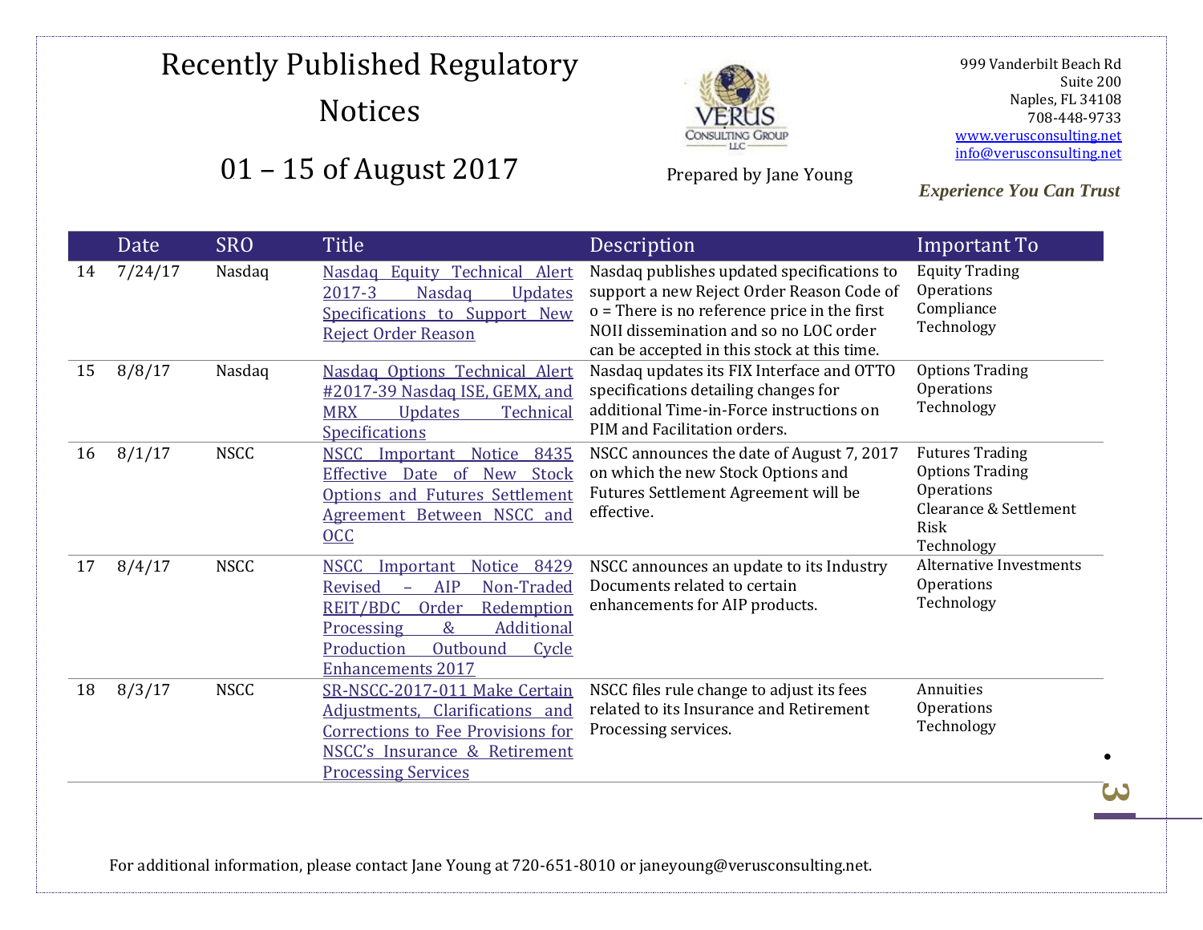# Recently Published Regulatory Notices

## 01 – 15 of August 2017

Prepared by Jane Young

999 Vanderbilt Beach Rd
Suite 200
Naples, FL 34108
708-448-9733
www.verusconsulting.net
info@verusconsulting.net

***Experience You Can Trust***

| | Date | SRO | Title | Description | Important To |
|---|---|---|---|---|---|
| 14 | 7/24/17 | Nasdaq | Nasdaq Equity Technical Alert 2017-3 Nasdaq Updates Specifications to Support New Reject Order Reason | Nasdaq publishes updated specifications to support a new Reject Order Reason Code of o = There is no reference price in the first NOII dissemination and so no LOC order can be accepted in this stock at this time. | Equity Trading<br>Operations<br>Compliance<br>Technology |
| 15 | 8/8/17 | Nasdaq | Nasdaq Options Technical Alert #2017-39 Nasdaq ISE, GEMX, and MRX Updates Technical Specifications | Nasdaq updates its FIX Interface and OTTO specifications detailing changes for additional Time-in-Force instructions on PIM and Facilitation orders. | Options Trading<br>Operations<br>Technology |
| 16 | 8/1/17 | NSCC | NSCC Important Notice 8435 Effective Date of New Stock Options and Futures Settlement Agreement Between NSCC and OCC | NSCC announces the date of August 7, 2017 on which the new Stock Options and Futures Settlement Agreement will be effective. | Futures Trading<br>Options Trading<br>Operations<br>Clearance & Settlement<br>Risk<br>Technology |
| 17 | 8/4/17 | NSCC | NSCC Important Notice 8429 Revised – AIP Non-Traded REIT/BDC Order Redemption Processing & Additional Production Outbound Cycle Enhancements 2017 | NSCC announces an update to its Industry Documents related to certain enhancements for AIP products. | Alternative Investments<br>Operations<br>Technology |
| 18 | 8/3/17 | NSCC | SR-NSCC-2017-011 Make Certain Adjustments, Clarifications and Corrections to Fee Provisions for NSCC's Insurance & Retirement Processing Services | NSCC files rule change to adjust its fees related to its Insurance and Retirement Processing services. | Annuities<br>Operations<br>Technology |

For additional information, please contact Jane Young at 720-651-8010 or janeyoung@verusconsulting.net.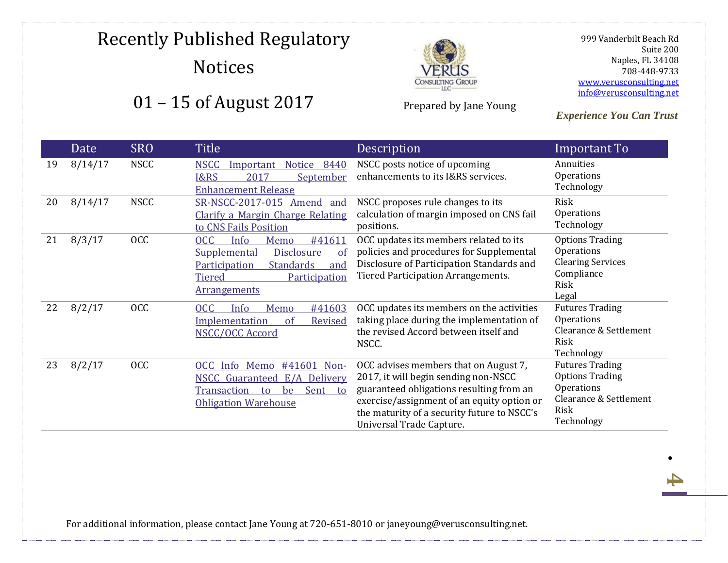# Recently Published Regulatory Notices

## 01 – 15 of August 2017

Prepared by Jane Young

999 Vanderbilt Beach Rd
Suite 200
Naples, FL 34108
708-448-9733
www.verusconsulting.net
info@verusconsulting.net

***Experience You Can Trust***

| | Date | SRO | Title | Description | Important To |
|---|---|---|---|---|---|
| 19 | 8/14/17 | NSCC | NSCC Important Notice 8440 I&RS 2017 September Enhancement Release | NSCC posts notice of upcoming enhancements to its I&RS services. | Annuities<br>Operations<br>Technology |
| 20 | 8/14/17 | NSCC | SR-NSCC-2017-015 Amend and Clarify a Margin Charge Relating to CNS Fails Position | NSCC proposes rule changes to its calculation of margin imposed on CNS fail positions. | Risk<br>Operations<br>Technology |
| 21 | 8/3/17 | OCC | OCC Info Memo #41611 Supplemental Disclosure of Participation Standards and Tiered Participation Arrangements | OCC updates its members related to its policies and procedures for Supplemental Disclosure of Participation Standards and Tiered Participation Arrangements. | Options Trading<br>Operations<br>Clearing Services<br>Compliance<br>Risk<br>Legal |
| 22 | 8/2/17 | OCC | OCC Info Memo #41603 Implementation of Revised NSCC/OCC Accord | OCC updates its members on the activities taking place during the implementation of the revised Accord between itself and NSCC. | Futures Trading<br>Operations<br>Clearance & Settlement<br>Risk<br>Technology |
| 23 | 8/2/17 | OCC | OCC Info Memo #41601 Non-NSCC Guaranteed E/A Delivery Transaction to be Sent to Obligation Warehouse | OCC advises members that on August 7, 2017, it will begin sending non-NSCC guaranteed obligations resulting from an exercise/assignment of an equity option or the maturity of a security future to NSCC's Universal Trade Capture. | Futures Trading<br>Options Trading<br>Operations<br>Clearance & Settlement<br>Risk<br>Technology |

For additional information, please contact Jane Young at 720-651-8010 or janeyoung@verusconsulting.net.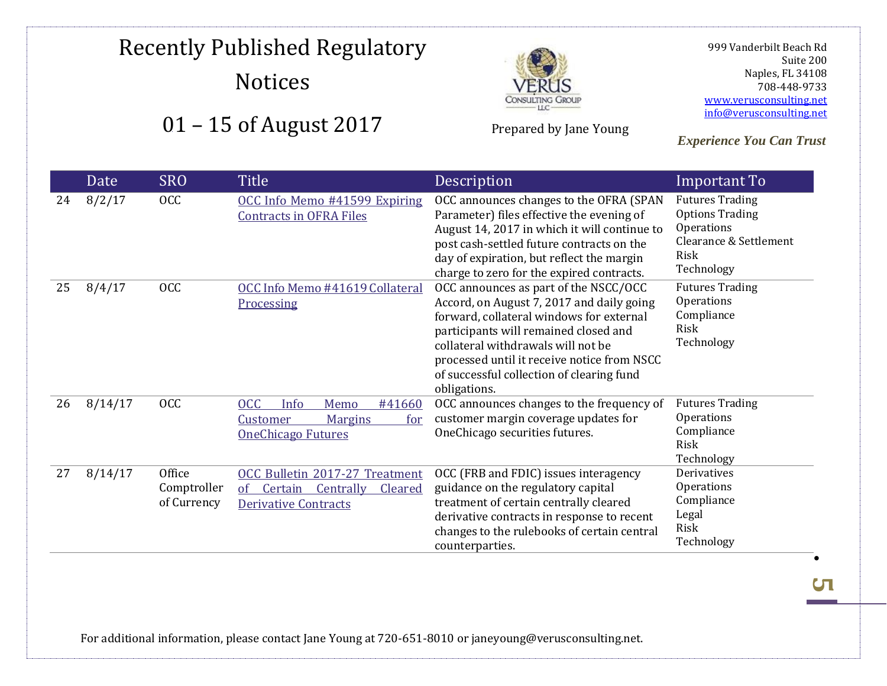# Recently Published Regulatory Notices

## 01 – 15 of August 2017

Prepared by Jane Young

999 Vanderbilt Beach Rd
Suite 200
Naples, FL 34108
708-448-9733
www.verusconsulting.net
info@verusconsulting.net

***Experience You Can Trust***

| | Date | SRO | Title | Description | Important To |
|---|---|---|---|---|---|
| 24 | 8/2/17 | OCC | OCC Info Memo #41599 Expiring Contracts in OFRA Files | OCC announces changes to the OFRA (SPAN Parameter) files effective the evening of August 14, 2017 in which it will continue to post cash-settled future contracts on the day of expiration, but reflect the margin charge to zero for the expired contracts. | Futures Trading<br>Options Trading<br>Operations<br>Clearance & Settlement<br>Risk<br>Technology |
| 25 | 8/4/17 | OCC | OCC Info Memo #41619 Collateral Processing | OCC announces as part of the NSCC/OCC Accord, on August 7, 2017 and daily going forward, collateral windows for external participants will remained closed and collateral withdrawals will not be processed until it receive notice from NSCC of successful collection of clearing fund obligations. | Futures Trading<br>Operations<br>Compliance<br>Risk<br>Technology |
| 26 | 8/14/17 | OCC | OCC Info Memo #41660 Customer Margins for OneChicago Futures | OCC announces changes to the frequency of customer margin coverage updates for OneChicago securities futures. | Futures Trading<br>Operations<br>Compliance<br>Risk<br>Technology |
| 27 | 8/14/17 | Office Comptroller of Currency | OCC Bulletin 2017-27 Treatment of Certain Centrally Cleared Derivative Contracts | OCC (FRB and FDIC) issues interagency guidance on the regulatory capital treatment of certain centrally cleared derivative contracts in response to recent changes to the rulebooks of certain central counterparties. | Derivatives<br>Operations<br>Compliance<br>Legal<br>Risk<br>Technology |

For additional information, please contact Jane Young at 720-651-8010 or janeyoung@verusconsulting.net.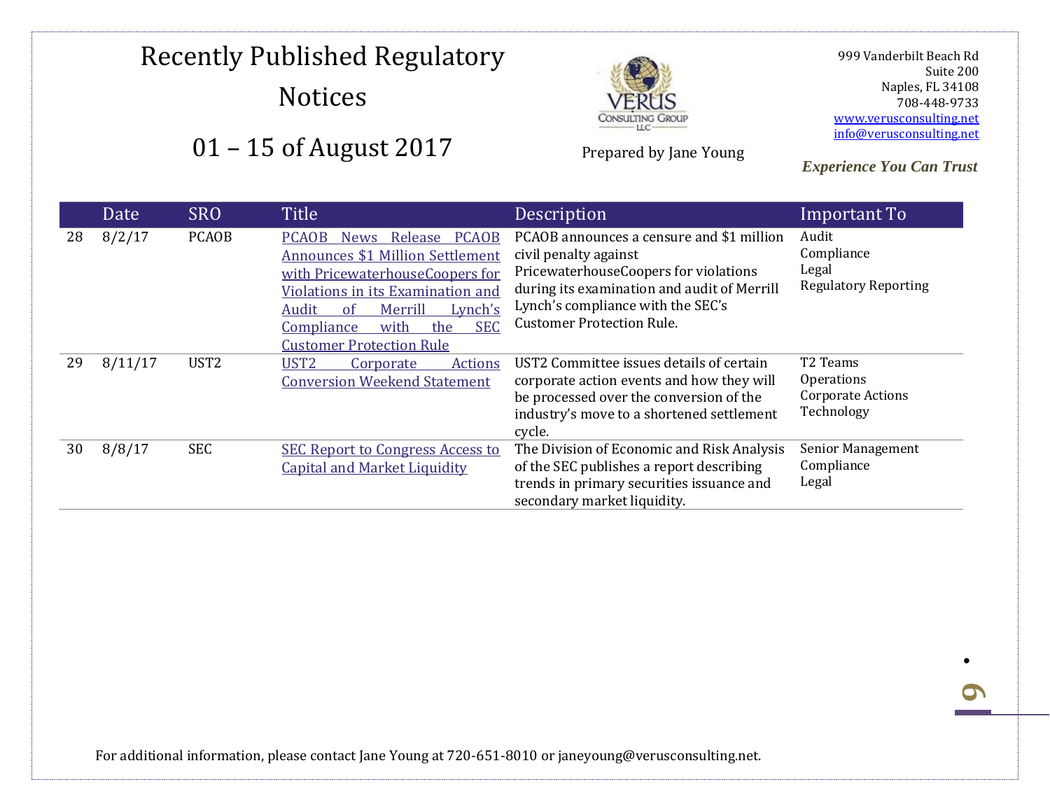# Recently Published Regulatory Notices

## 01 – 15 of August 2017

Prepared by Jane Young

999 Vanderbilt Beach Rd
Suite 200
Naples, FL 34108
708-448-9733
www.verusconsulting.net
info@verusconsulting.net

***Experience You Can Trust***

| | Date | SRO | Title | Description | Important To |
|---|---|---|---|---|---|
| 28 | 8/2/17 | PCAOB | PCAOB News Release PCAOB Announces $1 Million Settlement with PricewaterhouseCoopers for Violations in its Examination and Audit of Merrill Lynch's Compliance with the SEC Customer Protection Rule | PCAOB announces a censure and $1 million civil penalty against PricewaterhouseCoopers for violations during its examination and audit of Merrill Lynch's compliance with the SEC's Customer Protection Rule. | Audit<br>Compliance<br>Legal<br>Regulatory Reporting |
| 29 | 8/11/17 | UST2 | UST2 Corporate Actions Conversion Weekend Statement | UST2 Committee issues details of certain corporate action events and how they will be processed over the conversion of the industry's move to a shortened settlement cycle. | T2 Teams<br>Operations<br>Corporate Actions<br>Technology |
| 30 | 8/8/17 | SEC | SEC Report to Congress Access to Capital and Market Liquidity | The Division of Economic and Risk Analysis of the SEC publishes a report describing trends in primary securities issuance and secondary market liquidity. | Senior Management<br>Compliance<br>Legal |

For additional information, please contact Jane Young at 720-651-8010 or janeyoung@verusconsulting.net.